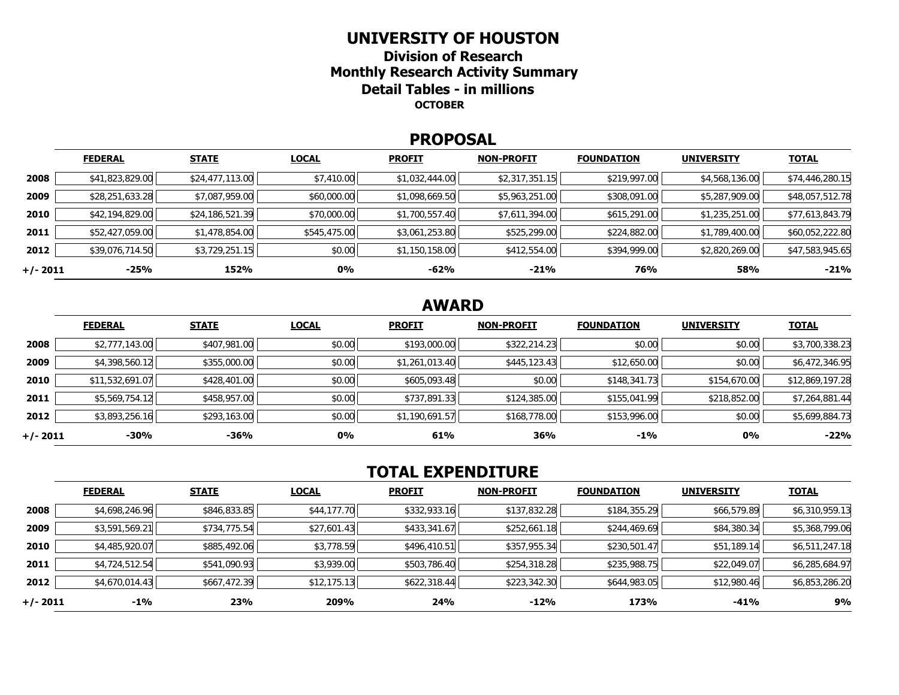# UNIVERSITY OF HOUSTON

## Division of Research

## Monthly Research Activity Summary

## Detail Tables - in millions

**OCTOBER**

## PROPOSAL

| | FEDERAL | STATE | LOCAL | PROFIT | NON-PROFIT | FOUNDATION | UNIVERSITY | TOTAL |
|---|---|---|---|---|---|---|---|---|
| **2008** | $41,823,829.00 | $24,477,113.00 | $7,410.00 | $1,032,444.00 | $2,317,351.15 | $219,997.00 | $4,568,136.00 | $74,446,280.15 |
| **2009** | $28,251,633.28 | $7,087,959.00 | $60,000.00 | $1,098,669.50 | $5,963,251.00 | $308,091.00 | $5,287,909.00 | $48,057,512.78 |
| **2010** | $42,194,829.00 | $24,186,521.39 | $70,000.00 | $1,700,557.40 | $7,611,394.00 | $615,291.00 | $1,235,251.00 | $77,613,843.79 |
| **2011** | $52,427,059.00 | $1,478,854.00 | $545,475.00 | $3,061,253.80 | $525,299.00 | $224,882.00 | $1,789,400.00 | $60,052,222.80 |
| **2012** | $39,076,714.50 | $3,729,251.15 | $0.00 | $1,150,158.00 | $412,554.00 | $394,999.00 | $2,820,269.00 | $47,583,945.65 |
| **+/- 2011** | **-25%** | **152%** | **0%** | **-62%** | **-21%** | **76%** | **58%** | **-21%** |

## AWARD

| | FEDERAL | STATE | LOCAL | PROFIT | NON-PROFIT | FOUNDATION | UNIVERSITY | TOTAL |
|---|---|---|---|---|---|---|---|---|
| **2008** | $2,777,143.00 | $407,981.00 | $0.00 | $193,000.00 | $322,214.23 | $0.00 | $0.00 | $3,700,338.23 |
| **2009** | $4,398,560.12 | $355,000.00 | $0.00 | $1,261,013.40 | $445,123.43 | $12,650.00 | $0.00 | $6,472,346.95 |
| **2010** | $11,532,691.07 | $428,401.00 | $0.00 | $605,093.48 | $0.00 | $148,341.73 | $154,670.00 | $12,869,197.28 |
| **2011** | $5,569,754.12 | $458,957.00 | $0.00 | $737,891.33 | $124,385.00 | $155,041.99 | $218,852.00 | $7,264,881.44 |
| **2012** | $3,893,256.16 | $293,163.00 | $0.00 | $1,190,691.57 | $168,778.00 | $153,996.00 | $0.00 | $5,699,884.73 |
| **+/- 2011** | **-30%** | **-36%** | **0%** | **61%** | **36%** | **-1%** | **0%** | **-22%** |

## TOTAL EXPENDITURE

| | FEDERAL | STATE | LOCAL | PROFIT | NON-PROFIT | FOUNDATION | UNIVERSITY | TOTAL |
|---|---|---|---|---|---|---|---|---|
| **2008** | $4,698,246.96 | $846,833.85 | $44,177.70 | $332,933.16 | $137,832.28 | $184,355.29 | $66,579.89 | $6,310,959.13 |
| **2009** | $3,591,569.21 | $734,775.54 | $27,601.43 | $433,341.67 | $252,661.18 | $244,469.69 | $84,380.34 | $5,368,799.06 |
| **2010** | $4,485,920.07 | $885,492.06 | $3,778.59 | $496,410.51 | $357,955.34 | $230,501.47 | $51,189.14 | $6,511,247.18 |
| **2011** | $4,724,512.54 | $541,090.93 | $3,939.00 | $503,786.40 | $254,318.28 | $235,988.75 | $22,049.07 | $6,285,684.97 |
| **2012** | $4,670,014.43 | $667,472.39 | $12,175.13 | $622,318.44 | $223,342.30 | $644,983.05 | $12,980.46 | $6,853,286.20 |
| **+/- 2011** | **-1%** | **23%** | **209%** | **24%** | **-12%** | **173%** | **-41%** | **9%** |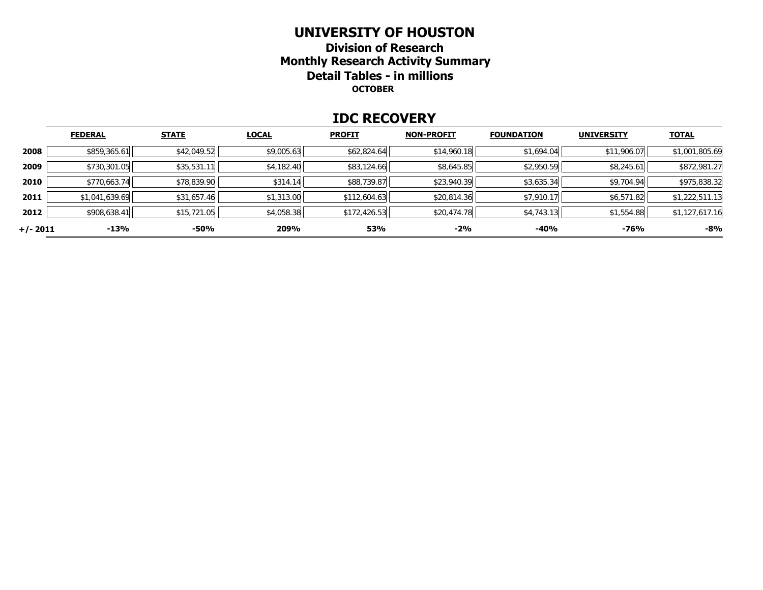# UNIVERSITY OF HOUSTON

## Division of Research

## Monthly Research Activity Summary

## Detail Tables - in millions

**OCTOBER**

## IDC RECOVERY

| | FEDERAL | STATE | LOCAL | PROFIT | NON-PROFIT | FOUNDATION | UNIVERSITY | TOTAL |
|---|---|---|---|---|---|---|---|---|
| **2008** | $859,365.61 | $42,049.52 | $9,005.63 | $62,824.64 | $14,960.18 | $1,694.04 | $11,906.07 | $1,001,805.69 |
| **2009** | $730,301.05 | $35,531.11 | $4,182.40 | $83,124.66 | $8,645.85 | $2,950.59 | $8,245.61 | $872,981.27 |
| **2010** | $770,663.74 | $78,839.90 | $314.14 | $88,739.87 | $23,940.39 | $3,635.34 | $9,704.94 | $975,838.32 |
| **2011** | $1,041,639.69 | $31,657.46 | $1,313.00 | $112,604.63 | $20,814.36 | $7,910.17 | $6,571.82 | $1,222,511.13 |
| **2012** | $908,638.41 | $15,721.05 | $4,058.38 | $172,426.53 | $20,474.78 | $4,743.13 | $1,554.88 | $1,127,617.16 |
| **+/- 2011** | **-13%** | **-50%** | **209%** | **53%** | **-2%** | **-40%** | **-76%** | **-8%** |